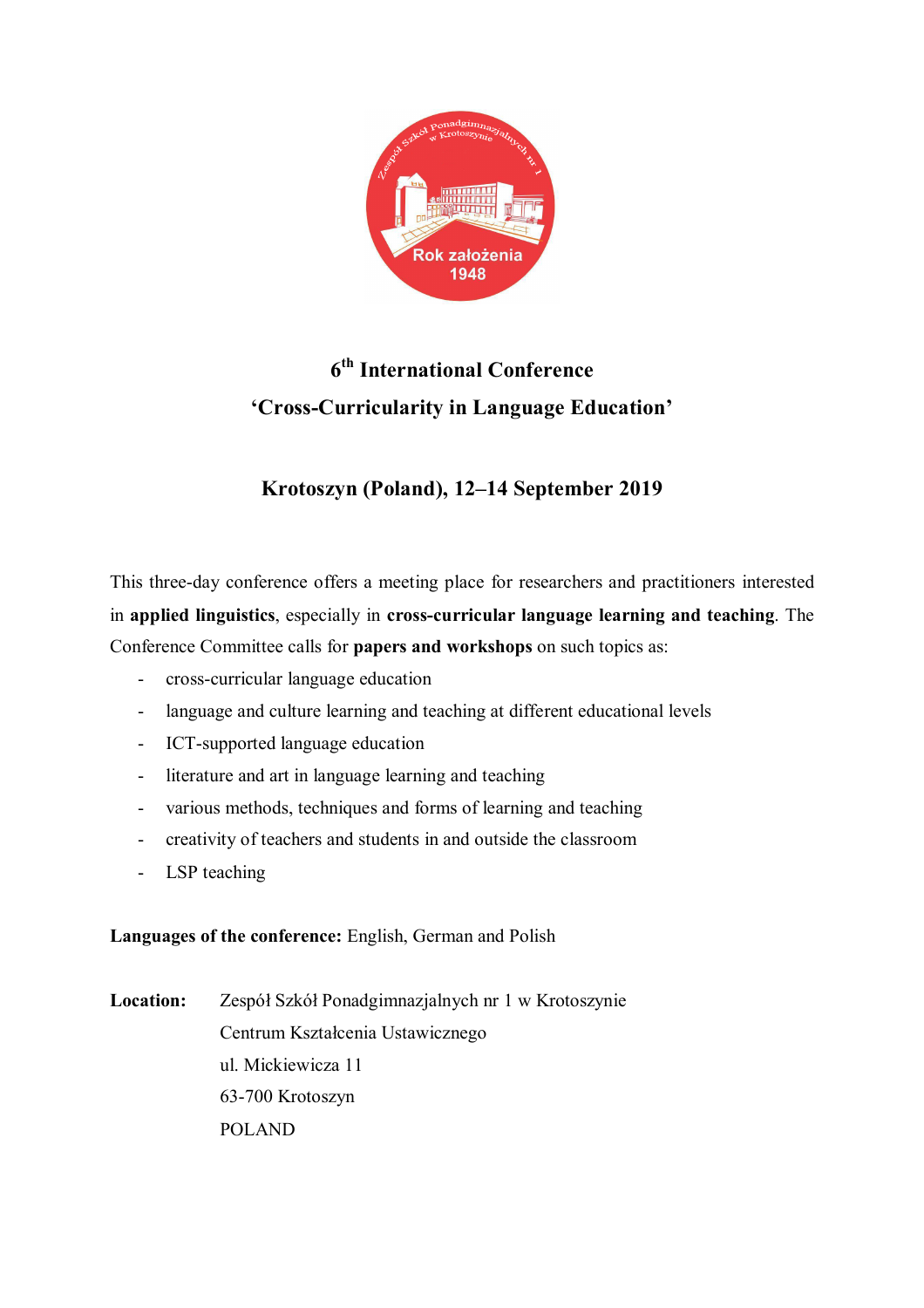# 6th International Conference

# 'Cross-Curricularity in Language Education'

## Krotoszyn (Poland), 12–14 September 2019

This three-day conference offers a meeting place for researchers and practitioners interested in **applied linguistics**, especially in **cross-curricular language learning and teaching**. The Conference Committee calls for **papers and workshops** on such topics as:

- cross-curricular language education
- language and culture learning and teaching at different educational levels
- ICT-supported language education
- literature and art in language learning and teaching
- various methods, techniques and forms of learning and teaching
- creativity of teachers and students in and outside the classroom
- LSP teaching

**Languages of the conference:** English, German and Polish

**Location:** Zespół Szkół Ponadgimnazjalnych nr 1 w Krotoszynie
Centrum Kształcenia Ustawicznego
ul. Mickiewicza 11
63-700 Krotoszyn
POLAND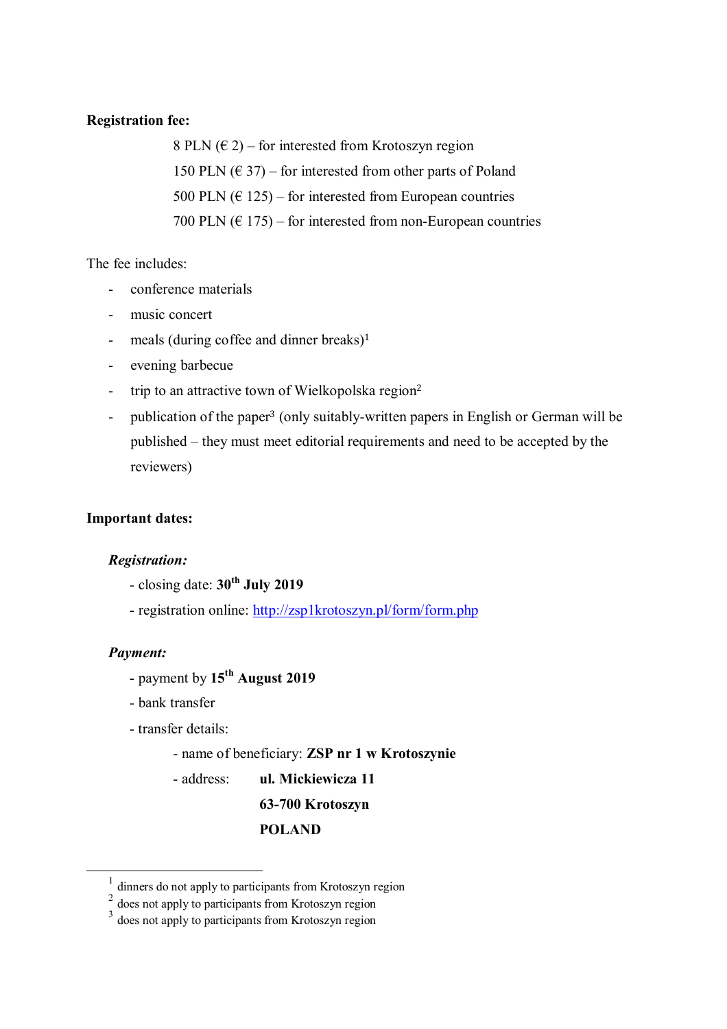**Registration fee:**

8 PLN (€ 2) – for interested from Krotoszyn region

150 PLN (€ 37) – for interested from other parts of Poland

500 PLN (€ 125) – for interested from European countries

700 PLN (€ 175) – for interested from non-European countries

The fee includes:

- conference materials
- music concert
- meals (during coffee and dinner breaks)[1]
- evening barbecue
- trip to an attractive town of Wielkopolska region[2]
- publication of the paper[3] (only suitably-written papers in English or German will be published – they must meet editorial requirements and need to be accepted by the reviewers)

**Important dates:**

***Registration:***

- closing date: **30th July 2019**
- registration online: http://zsp1krotoszyn.pl/form/form.php

***Payment:***

- payment by **15th August 2019**
- bank transfer
- transfer details:
  - name of beneficiary: **ZSP nr 1 w Krotoszynie**
  - address: **ul. Mickiewicza 11**
    **63-700 Krotoszyn**
    **POLAND**

---

[1] dinners do not apply to participants from Krotoszyn region

[2] does not apply to participants from Krotoszyn region

[3] does not apply to participants from Krotoszyn region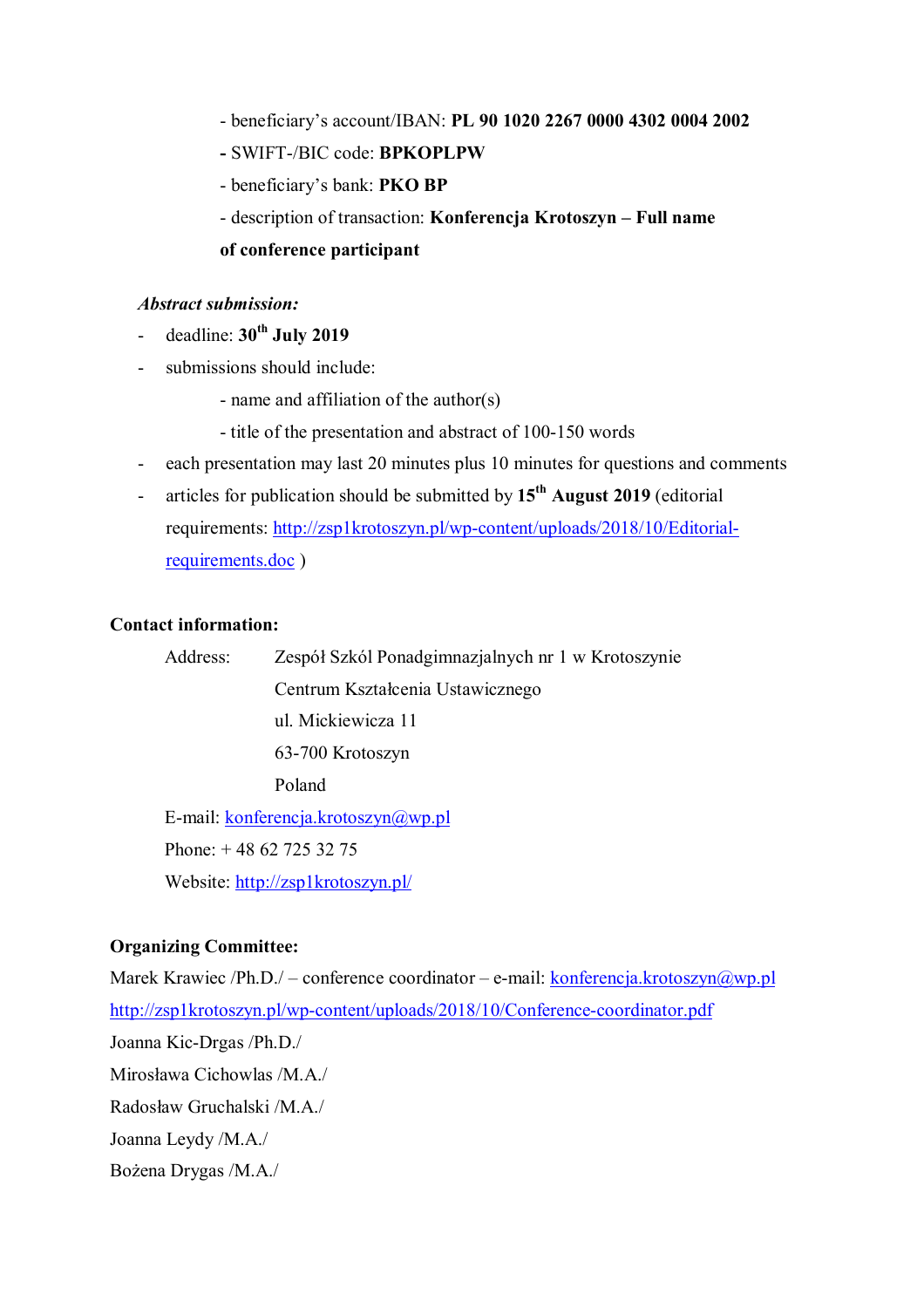- beneficiary's account/IBAN: **PL 90 1020 2267 0000 4302 0004 2002**

**-** SWIFT-/BIC code: **BPKOPLPW**

- beneficiary's bank: **PKO BP**

- description of transaction: **Konferencja Krotoszyn – Full name of conference participant**

***Abstract submission:***

- deadline: **30th July 2019**
- submissions should include:
  - name and affiliation of the author(s)
  - title of the presentation and abstract of 100-150 words
- each presentation may last 20 minutes plus 10 minutes for questions and comments
- articles for publication should be submitted by **15th August 2019** (editorial requirements: http://zsp1krotoszyn.pl/wp-content/uploads/2018/10/Editorial-requirements.doc )

**Contact information:**

Address: Zespół Szkól Ponadgimnazjalnych nr 1 w Krotoszynie
Centrum Kształcenia Ustawicznego
ul. Mickiewicza 11
63-700 Krotoszyn
Poland

E-mail: konferencja.krotoszyn@wp.pl

Phone: + 48 62 725 32 75

Website: http://zsp1krotoszyn.pl/

**Organizing Committee:**

Marek Krawiec /Ph.D./ – conference coordinator – e-mail: konferencja.krotoszyn@wp.pl
http://zsp1krotoszyn.pl/wp-content/uploads/2018/10/Conference-coordinator.pdf

Joanna Kic-Drgas /Ph.D./

Mirosława Cichowlas /M.A./

Radosław Gruchalski /M.A./

Joanna Leydy /M.A./

Bożena Drygas /M.A./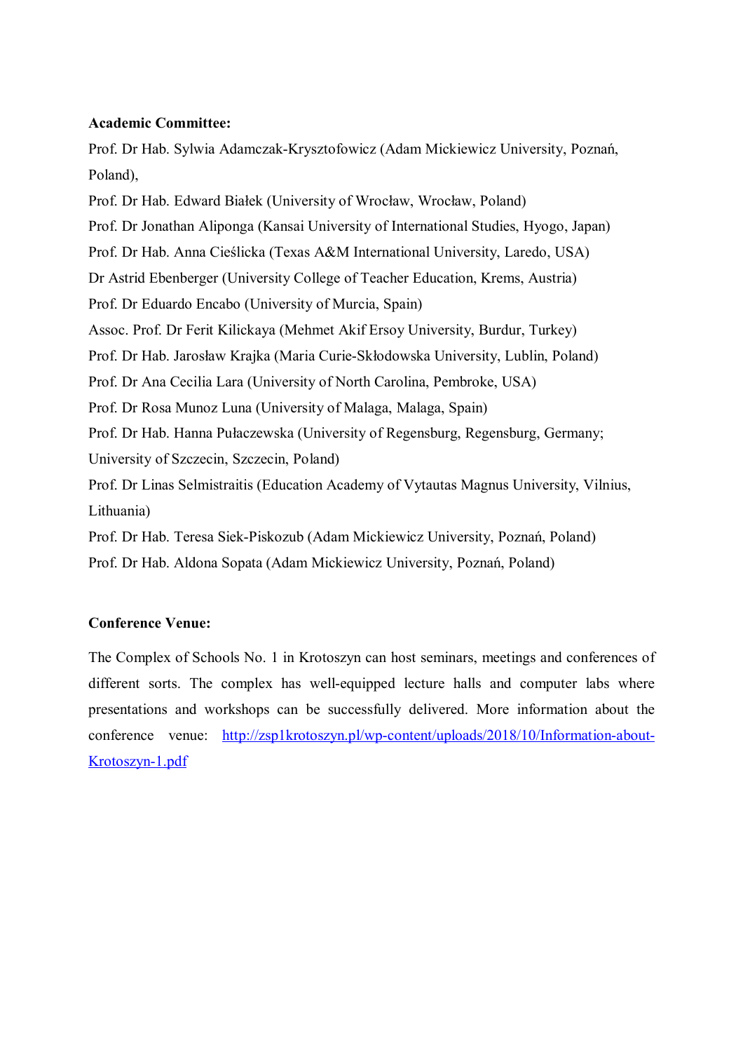**Academic Committee:**

Prof. Dr Hab. Sylwia Adamczak-Krysztofowicz (Adam Mickiewicz University, Poznań, Poland),

Prof. Dr Hab. Edward Białek (University of Wrocław, Wrocław, Poland)

Prof. Dr Jonathan Aliponga (Kansai University of International Studies, Hyogo, Japan)

Prof. Dr Hab. Anna Cieślicka (Texas A&M International University, Laredo, USA)

Dr Astrid Ebenberger (University College of Teacher Education, Krems, Austria)

Prof. Dr Eduardo Encabo (University of Murcia, Spain)

Assoc. Prof. Dr Ferit Kilickaya (Mehmet Akif Ersoy University, Burdur, Turkey)

Prof. Dr Hab. Jarosław Krajka (Maria Curie-Skłodowska University, Lublin, Poland)

Prof. Dr Ana Cecilia Lara (University of North Carolina, Pembroke, USA)

Prof. Dr Rosa Munoz Luna (University of Malaga, Malaga, Spain)

Prof. Dr Hab. Hanna Pułaczewska (University of Regensburg, Regensburg, Germany; University of Szczecin, Szczecin, Poland)

Prof. Dr Linas Selmistraitis (Education Academy of Vytautas Magnus University, Vilnius, Lithuania)

Prof. Dr Hab. Teresa Siek-Piskozub (Adam Mickiewicz University, Poznań, Poland)

Prof. Dr Hab. Aldona Sopata (Adam Mickiewicz University, Poznań, Poland)

**Conference Venue:**

The Complex of Schools No. 1 in Krotoszyn can host seminars, meetings and conferences of different sorts. The complex has well-equipped lecture halls and computer labs where presentations and workshops can be successfully delivered. More information about the conference venue: [http://zsp1krotoszyn.pl/wp-content/uploads/2018/10/Information-about-Krotoszyn-1.pdf](http://zsp1krotoszyn.pl/wp-content/uploads/2018/10/Information-about-Krotoszyn-1.pdf)